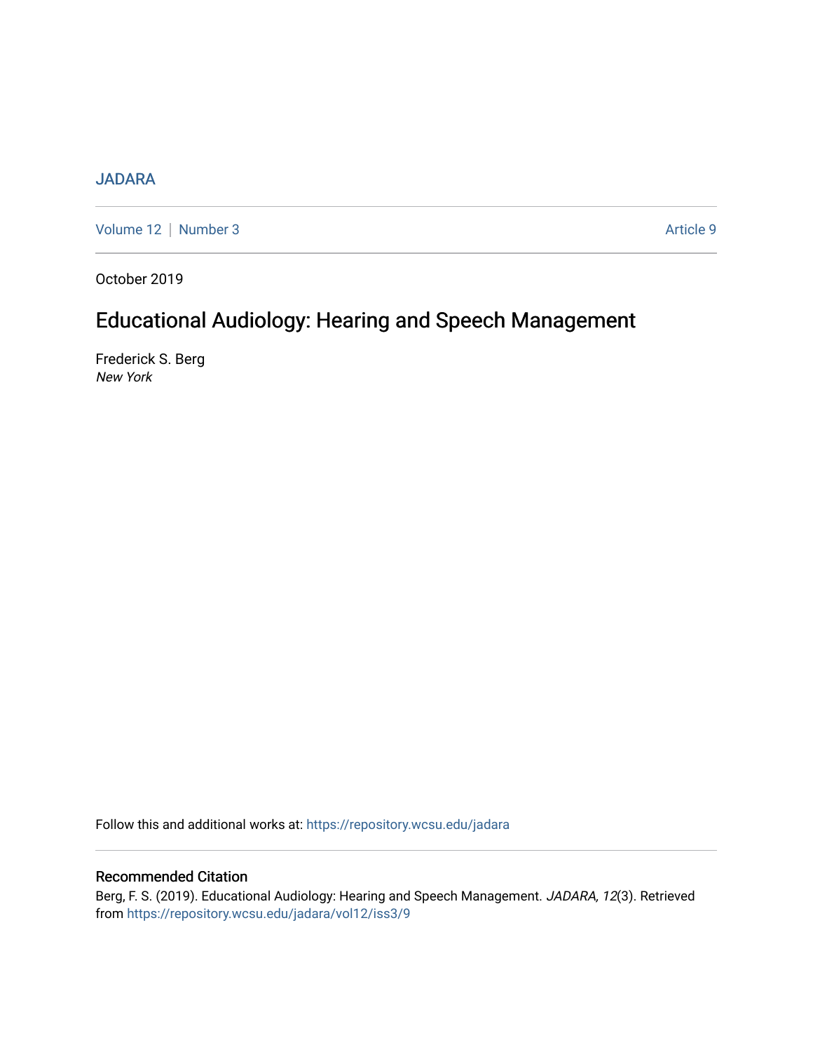JADARA

Volume 12 | Number 3 Article 9

October 2019

# Educational Audiology: Hearing and Speech Management

Frederick S. Berg
*New York*

Follow this and additional works at: https://repository.wcsu.edu/jadara

## Recommended Citation

Berg, F. S. (2019). Educational Audiology: Hearing and Speech Management. *JADARA, 12*(3). Retrieved from https://repository.wcsu.edu/jadara/vol12/iss3/9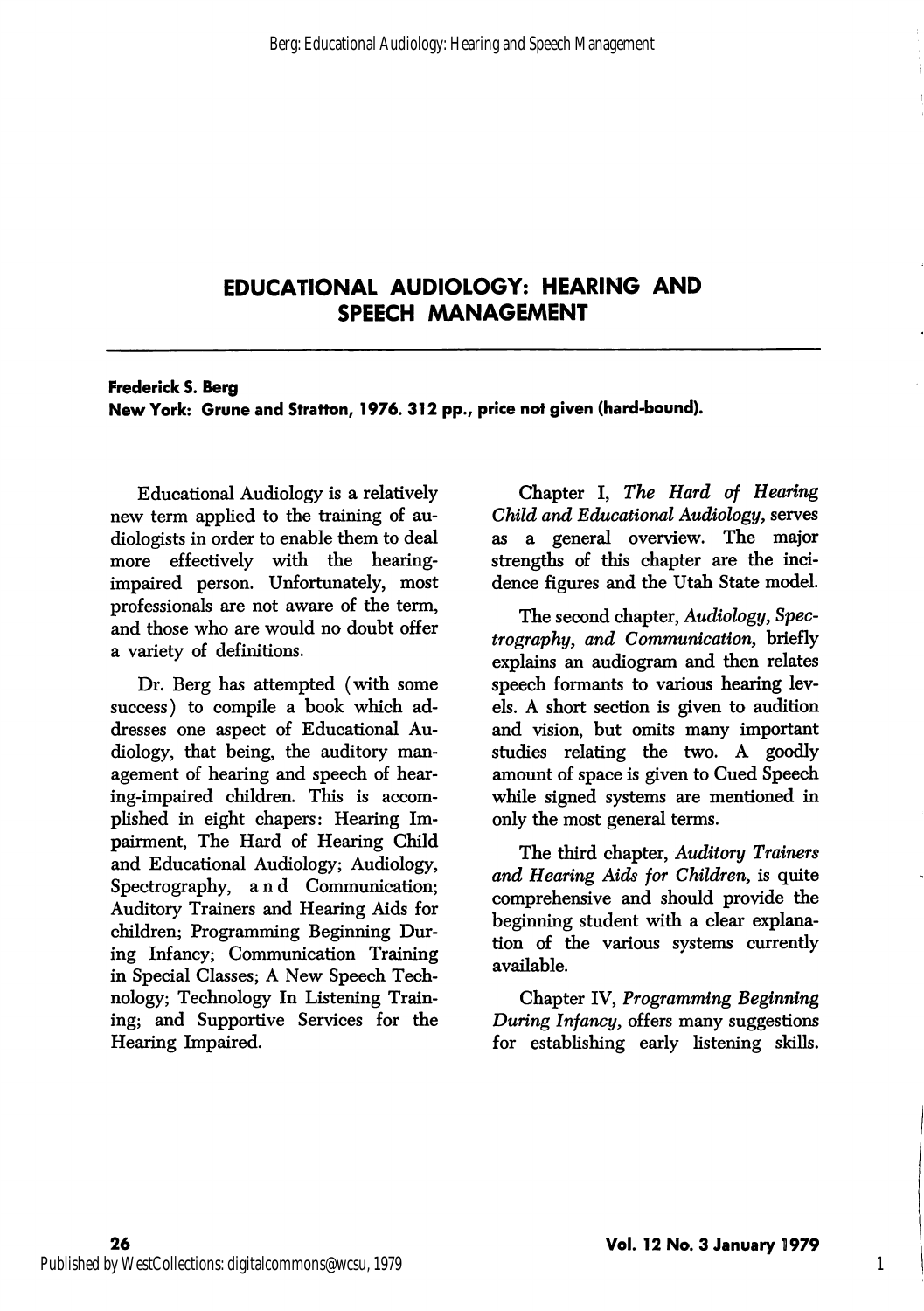## EDUCATIONAL AUDIOLOGY: HEARING AND SPEECH MANAGEMENT

**Frederick S. Berg**
**New York: Grune and Stratton, 1976. 312 pp., price not given (hard-bound).**

Educational Audiology is a relatively new term applied to the training of audiologists in order to enable them to deal more effectively with the hearing-impaired person. Unfortunately, most professionals are not aware of the term, and those who are would no doubt offer a variety of definitions.

Dr. Berg has attempted (with some success) to compile a book which addresses one aspect of Educational Audiology, that being, the auditory management of hearing and speech of hearing-impaired children. This is accomplished in eight chapers: Hearing Impairment, The Hard of Hearing Child and Educational Audiology; Audiology, Spectrography, and Communication; Auditory Trainers and Hearing Aids for children; Programming Beginning During Infancy; Communication Training in Special Classes; A New Speech Technology; Technology In Listening Training; and Supportive Services for the Hearing Impaired.

Chapter I, *The Hard of Hearing Child and Educational Audiology,* serves as a general overview. The major strengths of this chapter are the incidence figures and the Utah State model.

The second chapter, *Audiology, Spectrography, and Communication,* briefly explains an audiogram and then relates speech formants to various hearing levels. A short section is given to audition and vision, but omits many important studies relating the two. A goodly amount of space is given to Cued Speech while signed systems are mentioned in only the most general terms.

The third chapter, *Auditory Trainers and Hearing Aids for Children,* is quite comprehensive and should provide the beginning student with a clear explanation of the various systems currently available.

Chapter IV, *Programming Beginning During Infancy,* offers many suggestions for establishing early listening skills.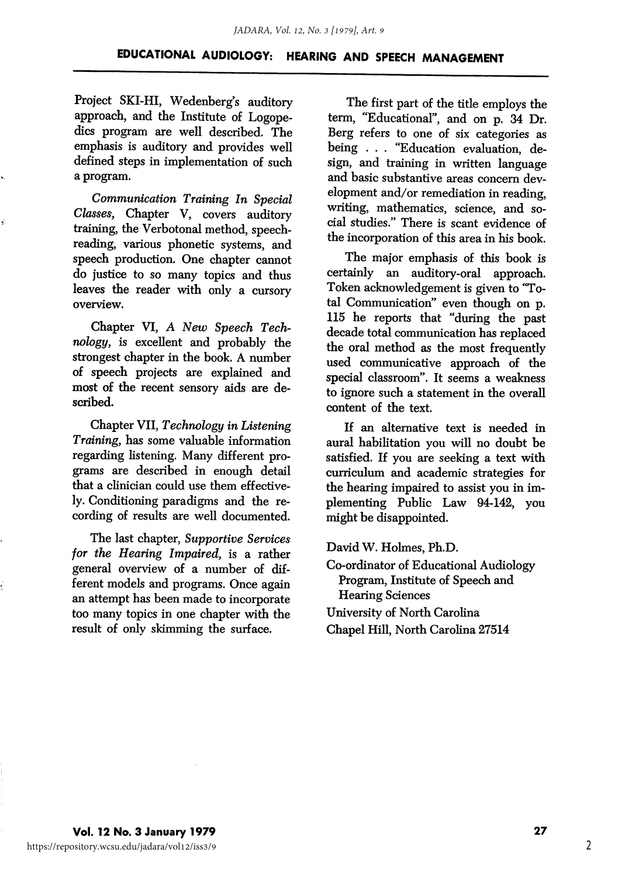Project SKI-HI, Wedenberg's auditory approach, and the Institute of Logopedics program are well described. The emphasis is auditory and provides well defined steps in implementation of such a program.

*Communication Training In Special Classes,* Chapter V, covers auditory training, the Verbotonal method, speechreading, various phonetic systems, and speech production. One chapter cannot do justice to so many topics and thus leaves the reader with only a cursory overview.

Chapter VI, *A New Speech Technology,* is excellent and probably the strongest chapter in the book. A number of speech projects are explained and most of the recent sensory aids are described.

Chapter VII, *Technology in Listening Training,* has some valuable information regarding listening. Many different programs are described in enough detail that a clinician could use them effectively. Conditioning paradigms and the recording of results are well documented.

The last chapter, *Supportive Services for the Hearing Impaired,* is a rather general overview of a number of different models and programs. Once again an attempt has been made to incorporate too many topics in one chapter with the result of only skimming the surface.

The first part of the title employs the term, "Educational", and on p. 34 Dr. Berg refers to one of six categories as being . . . "Education evaluation, design, and training in written language and basic substantive areas concern development and/or remediation in reading, writing, mathematics, science, and social studies." There is scant evidence of the incorporation of this area in his book.

The major emphasis of this book is certainly an auditory-oral approach. Token acknowledgement is given to "Total Communication" even though on p. 115 he reports that "during the past decade total communication has replaced the oral method as the most frequently used communicative approach of the special classroom". It seems a weakness to ignore such a statement in the overall content of the text.

If an alternative text is needed in aural habilitation you will no doubt be satisfied. If you are seeking a text with curriculum and academic strategies for the hearing impaired to assist you in implementing Public Law 94-142, you might be disappointed.

David W. Holmes, Ph.D.
Co-ordinator of Educational Audiology Program, Institute of Speech and Hearing Sciences
University of North Carolina
Chapel Hill, North Carolina 27514